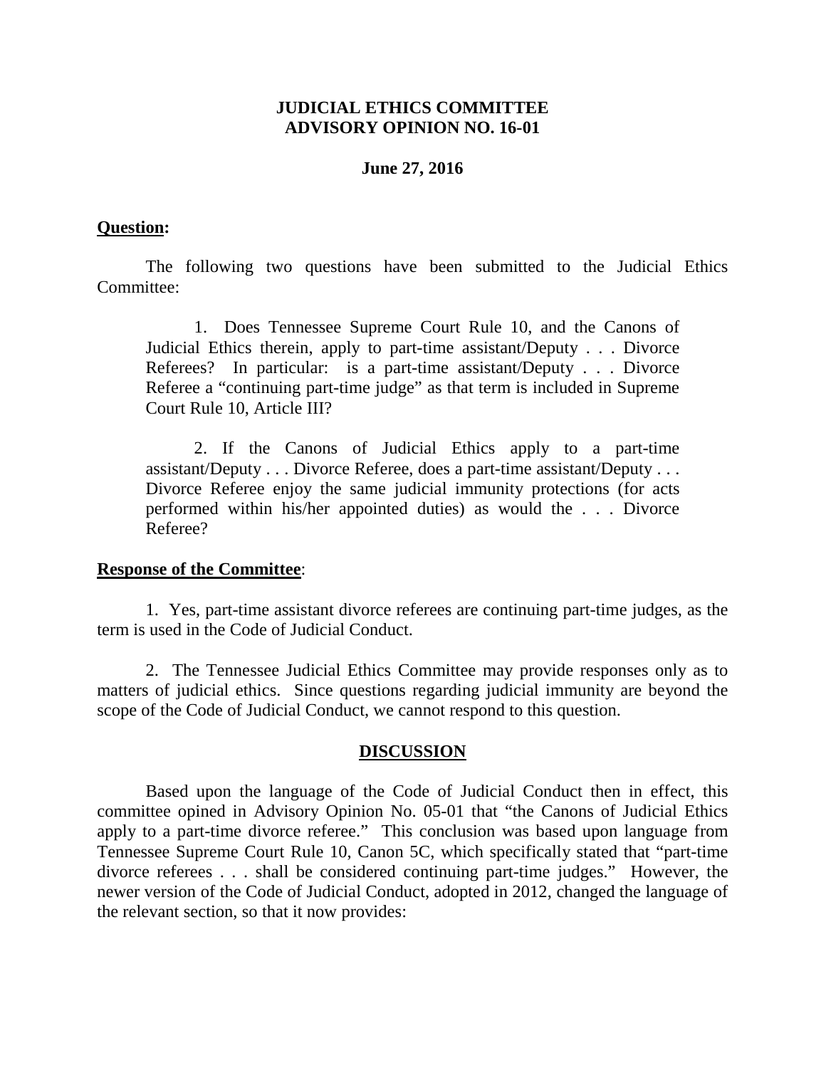**JUDICIAL ETHICS COMMITTEE**
**ADVISORY OPINION NO. 16-01**

**June 27, 2016**

**Question:**

The following two questions have been submitted to the Judicial Ethics Committee:

> 1. Does Tennessee Supreme Court Rule 10, and the Canons of Judicial Ethics therein, apply to part-time assistant/Deputy . . . Divorce Referees? In particular: is a part-time assistant/Deputy . . . Divorce Referee a "continuing part-time judge" as that term is included in Supreme Court Rule 10, Article III?
>
> 2. If the Canons of Judicial Ethics apply to a part-time assistant/Deputy . . . Divorce Referee, does a part-time assistant/Deputy . . . Divorce Referee enjoy the same judicial immunity protections (for acts performed within his/her appointed duties) as would the . . . Divorce Referee?

**Response of the Committee**:

1. Yes, part-time assistant divorce referees are continuing part-time judges, as the term is used in the Code of Judicial Conduct.

2. The Tennessee Judicial Ethics Committee may provide responses only as to matters of judicial ethics. Since questions regarding judicial immunity are beyond the scope of the Code of Judicial Conduct, we cannot respond to this question.

**DISCUSSION**

Based upon the language of the Code of Judicial Conduct then in effect, this committee opined in Advisory Opinion No. 05-01 that "the Canons of Judicial Ethics apply to a part-time divorce referee." This conclusion was based upon language from Tennessee Supreme Court Rule 10, Canon 5C, which specifically stated that "part-time divorce referees . . . shall be considered continuing part-time judges." However, the newer version of the Code of Judicial Conduct, adopted in 2012, changed the language of the relevant section, so that it now provides: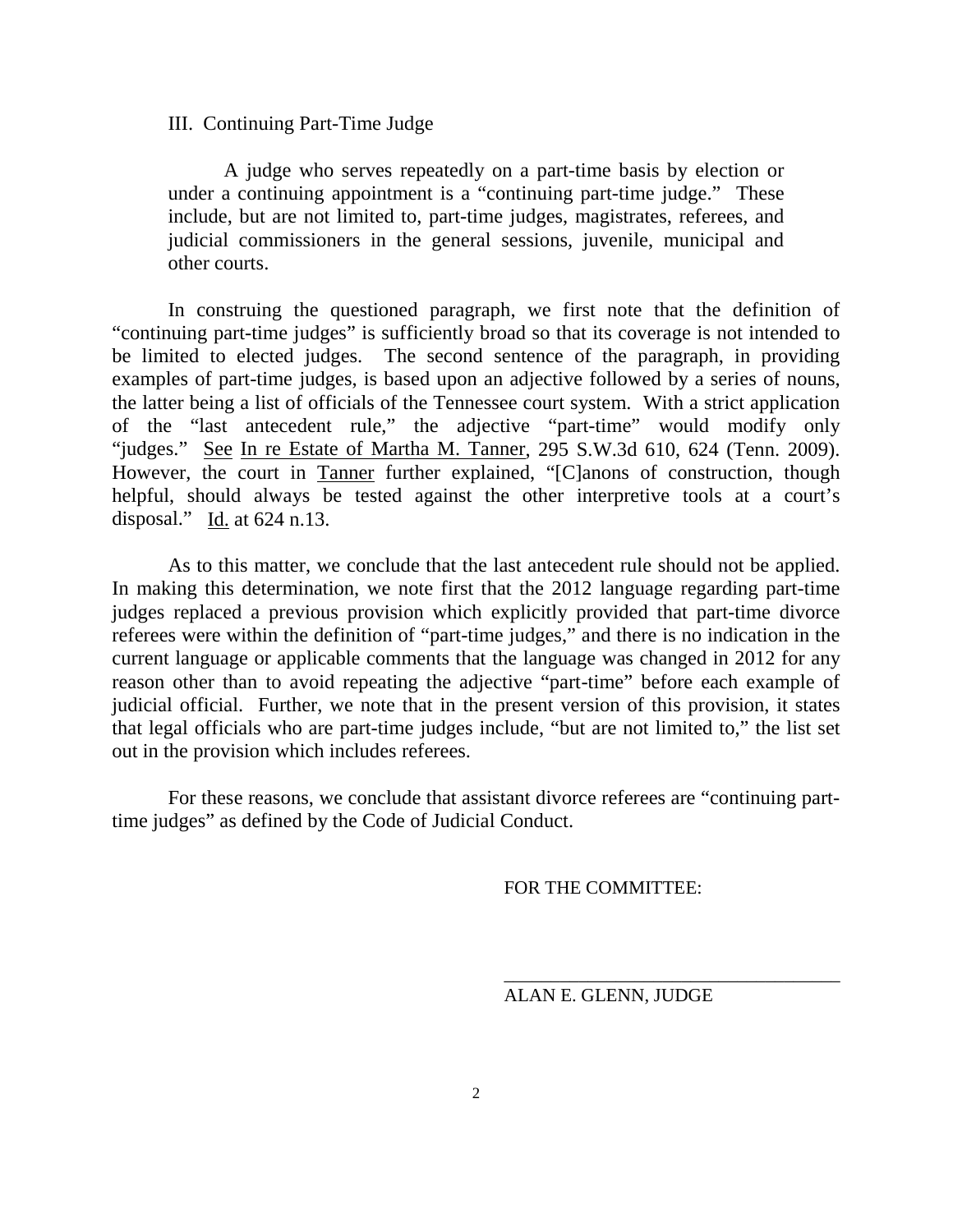III. Continuing Part-Time Judge

> A judge who serves repeatedly on a part-time basis by election or under a continuing appointment is a "continuing part-time judge." These include, but are not limited to, part-time judges, magistrates, referees, and judicial commissioners in the general sessions, juvenile, municipal and other courts.

In construing the questioned paragraph, we first note that the definition of "continuing part-time judges" is sufficiently broad so that its coverage is not intended to be limited to elected judges. The second sentence of the paragraph, in providing examples of part-time judges, is based upon an adjective followed by a series of nouns, the latter being a list of officials of the Tennessee court system. With a strict application of the "last antecedent rule," the adjective "part-time" would modify only "judges." See In re Estate of Martha M. Tanner, 295 S.W.3d 610, 624 (Tenn. 2009). However, the court in Tanner further explained, "[C]anons of construction, though helpful, should always be tested against the other interpretive tools at a court's disposal." Id. at 624 n.13.

As to this matter, we conclude that the last antecedent rule should not be applied. In making this determination, we note first that the 2012 language regarding part-time judges replaced a previous provision which explicitly provided that part-time divorce referees were within the definition of "part-time judges," and there is no indication in the current language or applicable comments that the language was changed in 2012 for any reason other than to avoid repeating the adjective "part-time" before each example of judicial official. Further, we note that in the present version of this provision, it states that legal officials who are part-time judges include, "but are not limited to," the list set out in the provision which includes referees.

For these reasons, we conclude that assistant divorce referees are "continuing part-time judges" as defined by the Code of Judicial Conduct.

FOR THE COMMITTEE:

\_\_\_\_\_\_\_\_\_\_\_\_\_\_\_\_\_\_\_\_\_\_\_\_\_\_\_\_\_\_\_\_\_\_\_\_

ALAN E. GLENN, JUDGE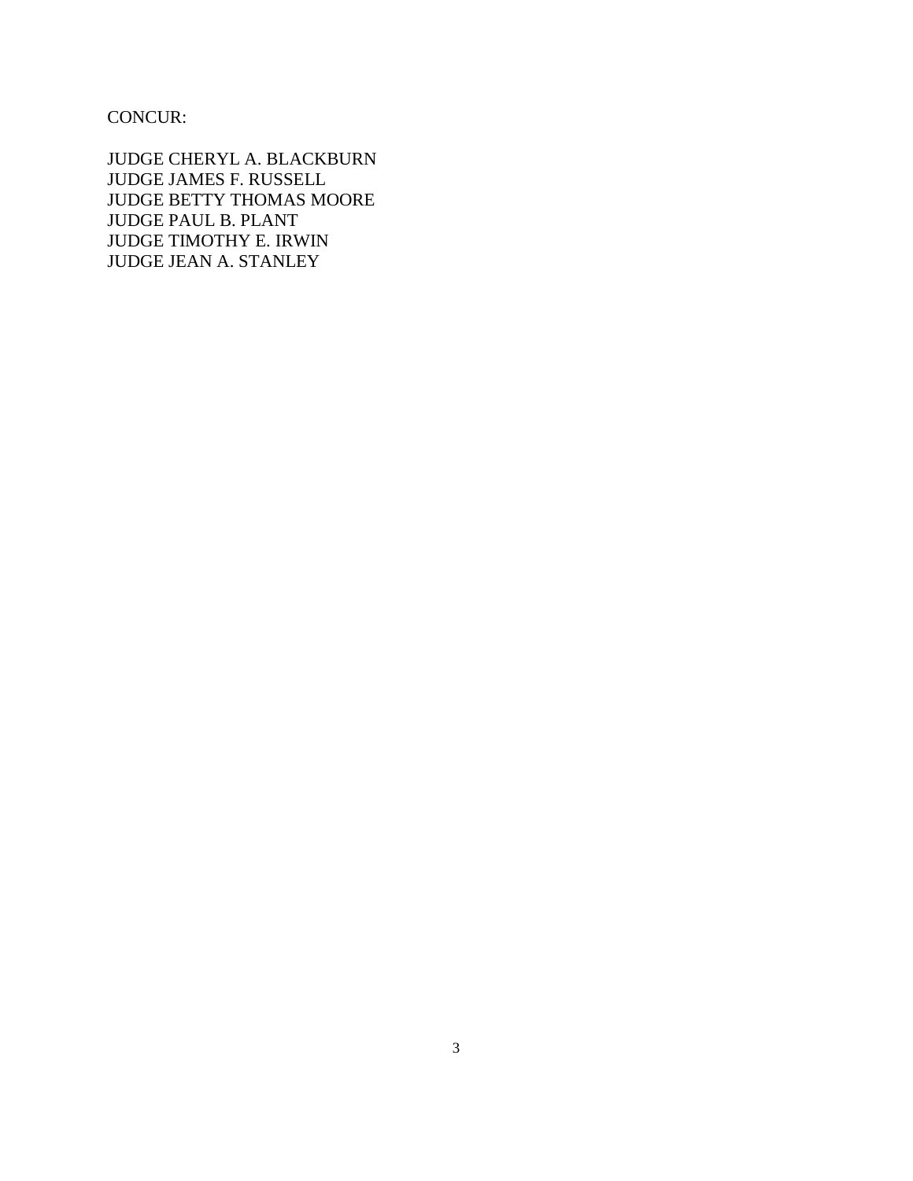CONCUR:

JUDGE CHERYL A. BLACKBURN
JUDGE JAMES F. RUSSELL
JUDGE BETTY THOMAS MOORE
JUDGE PAUL B. PLANT
JUDGE TIMOTHY E. IRWIN
JUDGE JEAN A. STANLEY